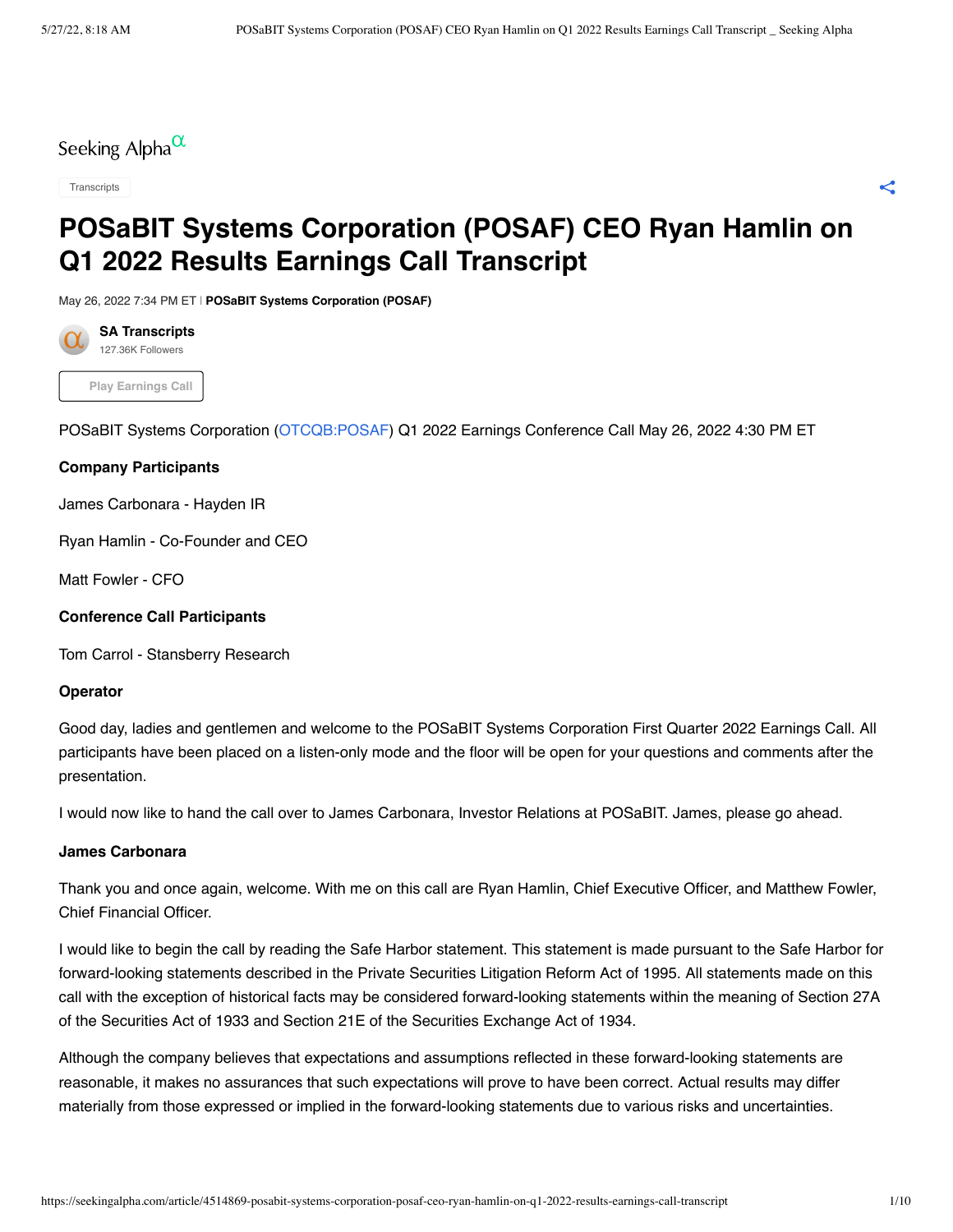Seeking Alpha

Transcripts

# POSaBIT Systems Corporation (POSAF) CEO Ryan Hamlin on Q1 2022 Results Earnings Call Transcript

May 26, 2022 7:34 PM ET | **POSaBIT Systems Corporation (POSAF)**

**SA Transcripts**
127.36K Followers

Play Earnings Call

POSaBIT Systems Corporation (OTCQB:POSAF) Q1 2022 Earnings Conference Call May 26, 2022 4:30 PM ET

**Company Participants**

James Carbonara - Hayden IR

Ryan Hamlin - Co-Founder and CEO

Matt Fowler - CFO

**Conference Call Participants**

Tom Carrol - Stansberry Research

**Operator**

Good day, ladies and gentlemen and welcome to the POSaBIT Systems Corporation First Quarter 2022 Earnings Call. All participants have been placed on a listen-only mode and the floor will be open for your questions and comments after the presentation.

I would now like to hand the call over to James Carbonara, Investor Relations at POSaBIT. James, please go ahead.

**James Carbonara**

Thank you and once again, welcome. With me on this call are Ryan Hamlin, Chief Executive Officer, and Matthew Fowler, Chief Financial Officer.

I would like to begin the call by reading the Safe Harbor statement. This statement is made pursuant to the Safe Harbor for forward-looking statements described in the Private Securities Litigation Reform Act of 1995. All statements made on this call with the exception of historical facts may be considered forward-looking statements within the meaning of Section 27A of the Securities Act of 1933 and Section 21E of the Securities Exchange Act of 1934.

Although the company believes that expectations and assumptions reflected in these forward-looking statements are reasonable, it makes no assurances that such expectations will prove to have been correct. Actual results may differ materially from those expressed or implied in the forward-looking statements due to various risks and uncertainties.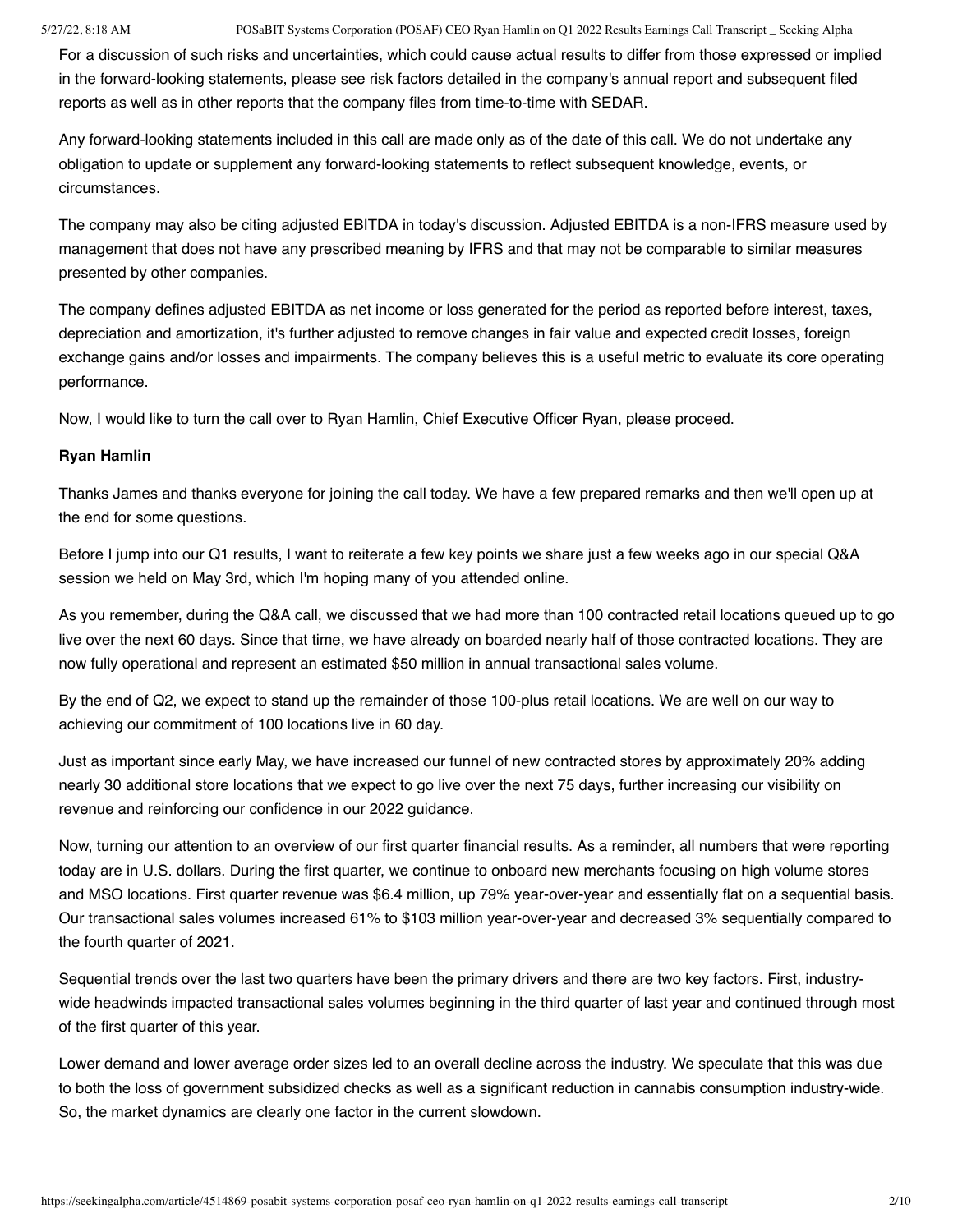For a discussion of such risks and uncertainties, which could cause actual results to differ from those expressed or implied in the forward-looking statements, please see risk factors detailed in the company's annual report and subsequent filed reports as well as in other reports that the company files from time-to-time with SEDAR.

Any forward-looking statements included in this call are made only as of the date of this call. We do not undertake any obligation to update or supplement any forward-looking statements to reflect subsequent knowledge, events, or circumstances.

The company may also be citing adjusted EBITDA in today's discussion. Adjusted EBITDA is a non-IFRS measure used by management that does not have any prescribed meaning by IFRS and that may not be comparable to similar measures presented by other companies.

The company defines adjusted EBITDA as net income or loss generated for the period as reported before interest, taxes, depreciation and amortization, it's further adjusted to remove changes in fair value and expected credit losses, foreign exchange gains and/or losses and impairments. The company believes this is a useful metric to evaluate its core operating performance.

Now, I would like to turn the call over to Ryan Hamlin, Chief Executive Officer Ryan, please proceed.

**Ryan Hamlin**

Thanks James and thanks everyone for joining the call today. We have a few prepared remarks and then we'll open up at the end for some questions.

Before I jump into our Q1 results, I want to reiterate a few key points we share just a few weeks ago in our special Q&A session we held on May 3rd, which I'm hoping many of you attended online.

As you remember, during the Q&A call, we discussed that we had more than 100 contracted retail locations queued up to go live over the next 60 days. Since that time, we have already on boarded nearly half of those contracted locations. They are now fully operational and represent an estimated $50 million in annual transactional sales volume.

By the end of Q2, we expect to stand up the remainder of those 100-plus retail locations. We are well on our way to achieving our commitment of 100 locations live in 60 day.

Just as important since early May, we have increased our funnel of new contracted stores by approximately 20% adding nearly 30 additional store locations that we expect to go live over the next 75 days, further increasing our visibility on revenue and reinforcing our confidence in our 2022 guidance.

Now, turning our attention to an overview of our first quarter financial results. As a reminder, all numbers that were reporting today are in U.S. dollars. During the first quarter, we continue to onboard new merchants focusing on high volume stores and MSO locations. First quarter revenue was $6.4 million, up 79% year-over-year and essentially flat on a sequential basis. Our transactional sales volumes increased 61% to $103 million year-over-year and decreased 3% sequentially compared to the fourth quarter of 2021.

Sequential trends over the last two quarters have been the primary drivers and there are two key factors. First, industry-wide headwinds impacted transactional sales volumes beginning in the third quarter of last year and continued through most of the first quarter of this year.

Lower demand and lower average order sizes led to an overall decline across the industry. We speculate that this was due to both the loss of government subsidized checks as well as a significant reduction in cannabis consumption industry-wide. So, the market dynamics are clearly one factor in the current slowdown.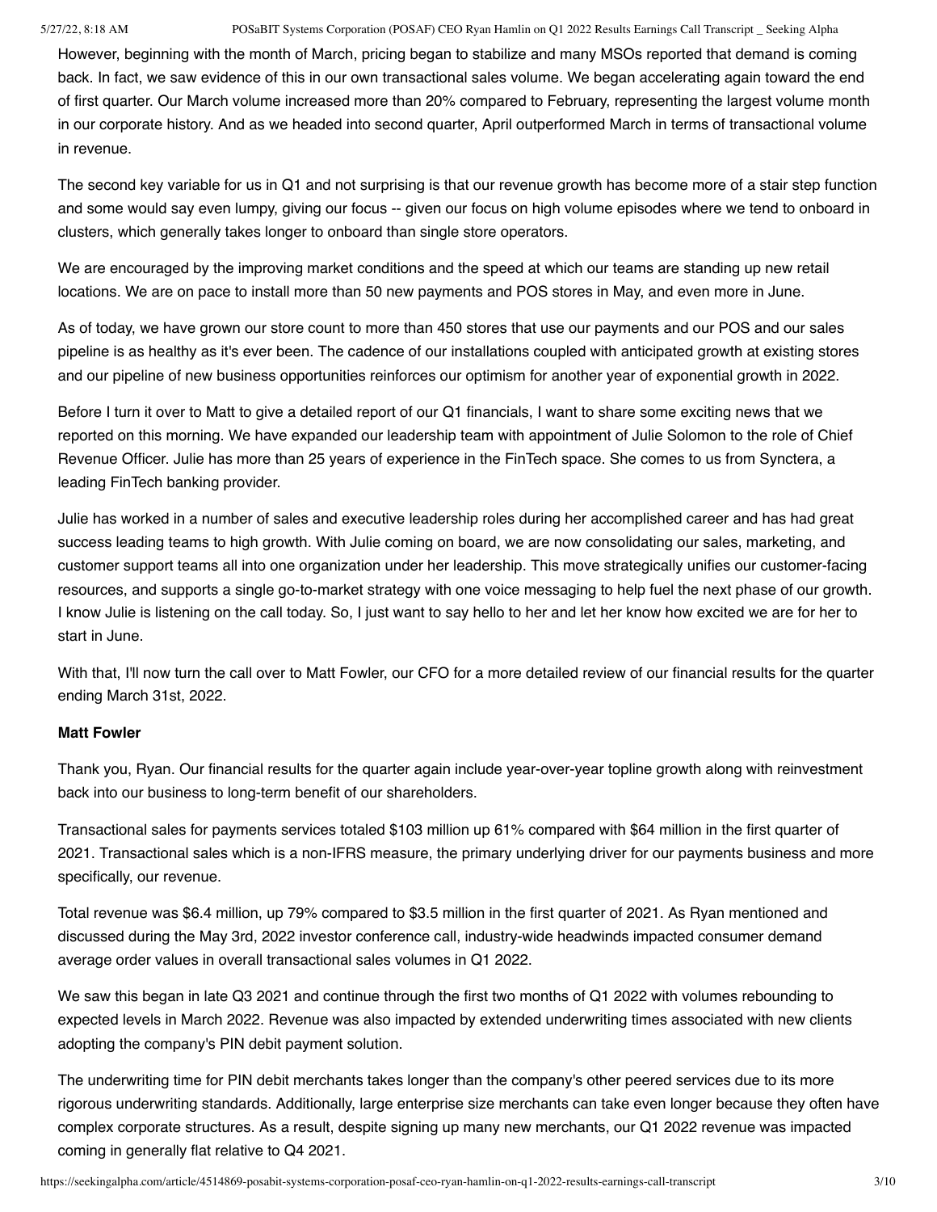However, beginning with the month of March, pricing began to stabilize and many MSOs reported that demand is coming back. In fact, we saw evidence of this in our own transactional sales volume. We began accelerating again toward the end of first quarter. Our March volume increased more than 20% compared to February, representing the largest volume month in our corporate history. And as we headed into second quarter, April outperformed March in terms of transactional volume in revenue.

The second key variable for us in Q1 and not surprising is that our revenue growth has become more of a stair step function and some would say even lumpy, giving our focus -- given our focus on high volume episodes where we tend to onboard in clusters, which generally takes longer to onboard than single store operators.

We are encouraged by the improving market conditions and the speed at which our teams are standing up new retail locations. We are on pace to install more than 50 new payments and POS stores in May, and even more in June.

As of today, we have grown our store count to more than 450 stores that use our payments and our POS and our sales pipeline is as healthy as it's ever been. The cadence of our installations coupled with anticipated growth at existing stores and our pipeline of new business opportunities reinforces our optimism for another year of exponential growth in 2022.

Before I turn it over to Matt to give a detailed report of our Q1 financials, I want to share some exciting news that we reported on this morning. We have expanded our leadership team with appointment of Julie Solomon to the role of Chief Revenue Officer. Julie has more than 25 years of experience in the FinTech space. She comes to us from Synctera, a leading FinTech banking provider.

Julie has worked in a number of sales and executive leadership roles during her accomplished career and has had great success leading teams to high growth. With Julie coming on board, we are now consolidating our sales, marketing, and customer support teams all into one organization under her leadership. This move strategically unifies our customer-facing resources, and supports a single go-to-market strategy with one voice messaging to help fuel the next phase of our growth. I know Julie is listening on the call today. So, I just want to say hello to her and let her know how excited we are for her to start in June.

With that, I'll now turn the call over to Matt Fowler, our CFO for a more detailed review of our financial results for the quarter ending March 31st, 2022.

**Matt Fowler**

Thank you, Ryan. Our financial results for the quarter again include year-over-year topline growth along with reinvestment back into our business to long-term benefit of our shareholders.

Transactional sales for payments services totaled $103 million up 61% compared with $64 million in the first quarter of 2021. Transactional sales which is a non-IFRS measure, the primary underlying driver for our payments business and more specifically, our revenue.

Total revenue was $6.4 million, up 79% compared to $3.5 million in the first quarter of 2021. As Ryan mentioned and discussed during the May 3rd, 2022 investor conference call, industry-wide headwinds impacted consumer demand average order values in overall transactional sales volumes in Q1 2022.

We saw this began in late Q3 2021 and continue through the first two months of Q1 2022 with volumes rebounding to expected levels in March 2022. Revenue was also impacted by extended underwriting times associated with new clients adopting the company's PIN debit payment solution.

The underwriting time for PIN debit merchants takes longer than the company's other peered services due to its more rigorous underwriting standards. Additionally, large enterprise size merchants can take even longer because they often have complex corporate structures. As a result, despite signing up many new merchants, our Q1 2022 revenue was impacted coming in generally flat relative to Q4 2021.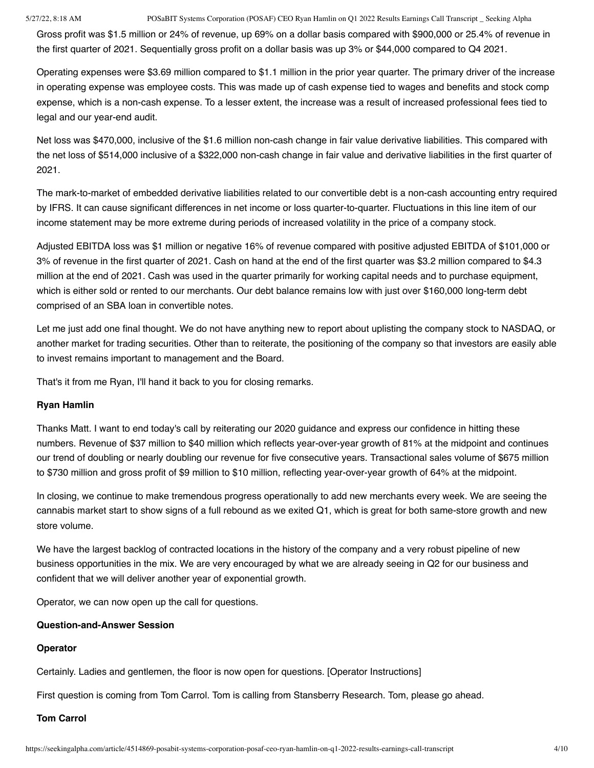Gross profit was $1.5 million or 24% of revenue, up 69% on a dollar basis compared with $900,000 or 25.4% of revenue in the first quarter of 2021. Sequentially gross profit on a dollar basis was up 3% or $44,000 compared to Q4 2021.

Operating expenses were $3.69 million compared to $1.1 million in the prior year quarter. The primary driver of the increase in operating expense was employee costs. This was made up of cash expense tied to wages and benefits and stock comp expense, which is a non-cash expense. To a lesser extent, the increase was a result of increased professional fees tied to legal and our year-end audit.

Net loss was $470,000, inclusive of the $1.6 million non-cash change in fair value derivative liabilities. This compared with the net loss of $514,000 inclusive of a $322,000 non-cash change in fair value and derivative liabilities in the first quarter of 2021.

The mark-to-market of embedded derivative liabilities related to our convertible debt is a non-cash accounting entry required by IFRS. It can cause significant differences in net income or loss quarter-to-quarter. Fluctuations in this line item of our income statement may be more extreme during periods of increased volatility in the price of a company stock.

Adjusted EBITDA loss was $1 million or negative 16% of revenue compared with positive adjusted EBITDA of $101,000 or 3% of revenue in the first quarter of 2021. Cash on hand at the end of the first quarter was $3.2 million compared to $4.3 million at the end of 2021. Cash was used in the quarter primarily for working capital needs and to purchase equipment, which is either sold or rented to our merchants. Our debt balance remains low with just over $160,000 long-term debt comprised of an SBA loan in convertible notes.

Let me just add one final thought. We do not have anything new to report about uplisting the company stock to NASDAQ, or another market for trading securities. Other than to reiterate, the positioning of the company so that investors are easily able to invest remains important to management and the Board.

That's it from me Ryan, I'll hand it back to you for closing remarks.

**Ryan Hamlin**

Thanks Matt. I want to end today's call by reiterating our 2020 guidance and express our confidence in hitting these numbers. Revenue of $37 million to $40 million which reflects year-over-year growth of 81% at the midpoint and continues our trend of doubling or nearly doubling our revenue for five consecutive years. Transactional sales volume of $675 million to $730 million and gross profit of $9 million to $10 million, reflecting year-over-year growth of 64% at the midpoint.

In closing, we continue to make tremendous progress operationally to add new merchants every week. We are seeing the cannabis market start to show signs of a full rebound as we exited Q1, which is great for both same-store growth and new store volume.

We have the largest backlog of contracted locations in the history of the company and a very robust pipeline of new business opportunities in the mix. We are very encouraged by what we are already seeing in Q2 for our business and confident that we will deliver another year of exponential growth.

Operator, we can now open up the call for questions.

**Question-and-Answer Session**

**Operator**

Certainly. Ladies and gentlemen, the floor is now open for questions. [Operator Instructions]

First question is coming from Tom Carrol. Tom is calling from Stansberry Research. Tom, please go ahead.

**Tom Carrol**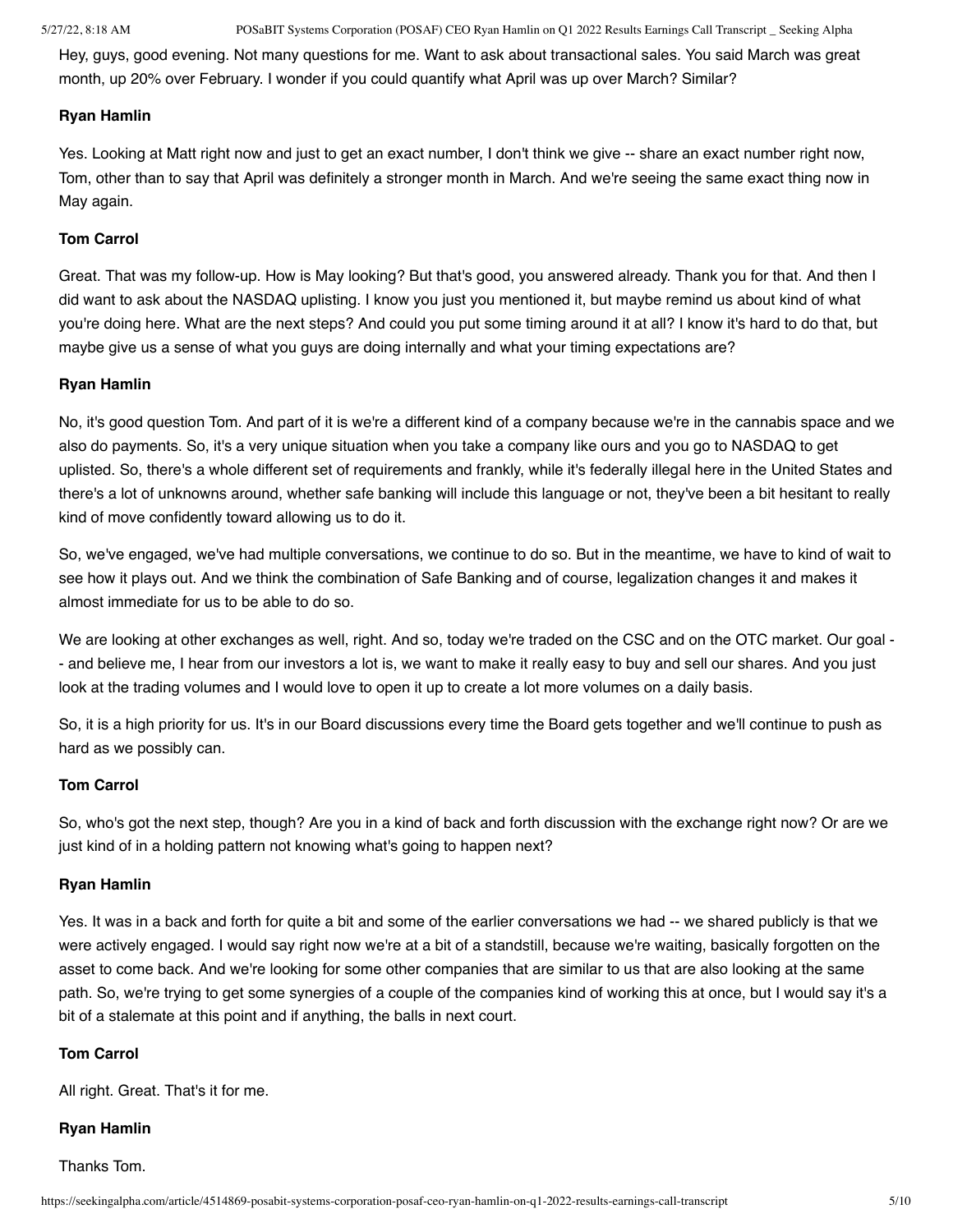Hey, guys, good evening. Not many questions for me. Want to ask about transactional sales. You said March was great month, up 20% over February. I wonder if you could quantify what April was up over March? Similar?

**Ryan Hamlin**

Yes. Looking at Matt right now and just to get an exact number, I don't think we give -- share an exact number right now, Tom, other than to say that April was definitely a stronger month in March. And we're seeing the same exact thing now in May again.

**Tom Carrol**

Great. That was my follow-up. How is May looking? But that's good, you answered already. Thank you for that. And then I did want to ask about the NASDAQ uplisting. I know you just you mentioned it, but maybe remind us about kind of what you're doing here. What are the next steps? And could you put some timing around it at all? I know it's hard to do that, but maybe give us a sense of what you guys are doing internally and what your timing expectations are?

**Ryan Hamlin**

No, it's good question Tom. And part of it is we're a different kind of a company because we're in the cannabis space and we also do payments. So, it's a very unique situation when you take a company like ours and you go to NASDAQ to get uplisted. So, there's a whole different set of requirements and frankly, while it's federally illegal here in the United States and there's a lot of unknowns around, whether safe banking will include this language or not, they've been a bit hesitant to really kind of move confidently toward allowing us to do it.

So, we've engaged, we've had multiple conversations, we continue to do so. But in the meantime, we have to kind of wait to see how it plays out. And we think the combination of Safe Banking and of course, legalization changes it and makes it almost immediate for us to be able to do so.

We are looking at other exchanges as well, right. And so, today we're traded on the CSC and on the OTC market. Our goal -- and believe me, I hear from our investors a lot is, we want to make it really easy to buy and sell our shares. And you just look at the trading volumes and I would love to open it up to create a lot more volumes on a daily basis.

So, it is a high priority for us. It's in our Board discussions every time the Board gets together and we'll continue to push as hard as we possibly can.

**Tom Carrol**

So, who's got the next step, though? Are you in a kind of back and forth discussion with the exchange right now? Or are we just kind of in a holding pattern not knowing what's going to happen next?

**Ryan Hamlin**

Yes. It was in a back and forth for quite a bit and some of the earlier conversations we had -- we shared publicly is that we were actively engaged. I would say right now we're at a bit of a standstill, because we're waiting, basically forgotten on the asset to come back. And we're looking for some other companies that are similar to us that are also looking at the same path. So, we're trying to get some synergies of a couple of the companies kind of working this at once, but I would say it's a bit of a stalemate at this point and if anything, the balls in next court.

**Tom Carrol**

All right. Great. That's it for me.

**Ryan Hamlin**

Thanks Tom.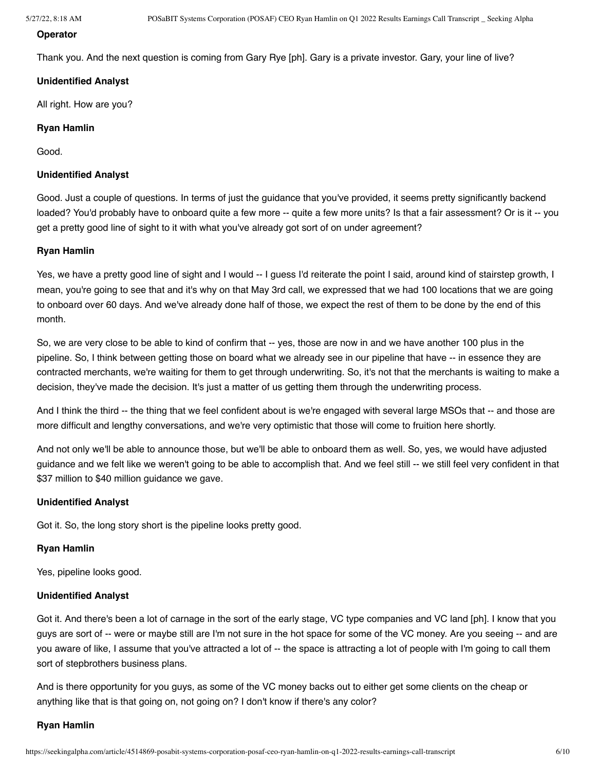**Operator**

Thank you. And the next question is coming from Gary Rye [ph]. Gary is a private investor. Gary, your line of live?

**Unidentified Analyst**

All right. How are you?

**Ryan Hamlin**

Good.

**Unidentified Analyst**

Good. Just a couple of questions. In terms of just the guidance that you've provided, it seems pretty significantly backend loaded? You'd probably have to onboard quite a few more -- quite a few more units? Is that a fair assessment? Or is it -- you get a pretty good line of sight to it with what you've already got sort of on under agreement?

**Ryan Hamlin**

Yes, we have a pretty good line of sight and I would -- I guess I'd reiterate the point I said, around kind of stairstep growth, I mean, you're going to see that and it's why on that May 3rd call, we expressed that we had 100 locations that we are going to onboard over 60 days. And we've already done half of those, we expect the rest of them to be done by the end of this month.

So, we are very close to be able to kind of confirm that -- yes, those are now in and we have another 100 plus in the pipeline. So, I think between getting those on board what we already see in our pipeline that have -- in essence they are contracted merchants, we're waiting for them to get through underwriting. So, it's not that the merchants is waiting to make a decision, they've made the decision. It's just a matter of us getting them through the underwriting process.

And I think the third -- the thing that we feel confident about is we're engaged with several large MSOs that -- and those are more difficult and lengthy conversations, and we're very optimistic that those will come to fruition here shortly.

And not only we'll be able to announce those, but we'll be able to onboard them as well. So, yes, we would have adjusted guidance and we felt like we weren't going to be able to accomplish that. And we feel still -- we still feel very confident in that $37 million to $40 million guidance we gave.

**Unidentified Analyst**

Got it. So, the long story short is the pipeline looks pretty good.

**Ryan Hamlin**

Yes, pipeline looks good.

**Unidentified Analyst**

Got it. And there's been a lot of carnage in the sort of the early stage, VC type companies and VC land [ph]. I know that you guys are sort of -- were or maybe still are I'm not sure in the hot space for some of the VC money. Are you seeing -- and are you aware of like, I assume that you've attracted a lot of -- the space is attracting a lot of people with I'm going to call them sort of stepbrothers business plans.

And is there opportunity for you guys, as some of the VC money backs out to either get some clients on the cheap or anything like that is that going on, not going on? I don't know if there's any color?

**Ryan Hamlin**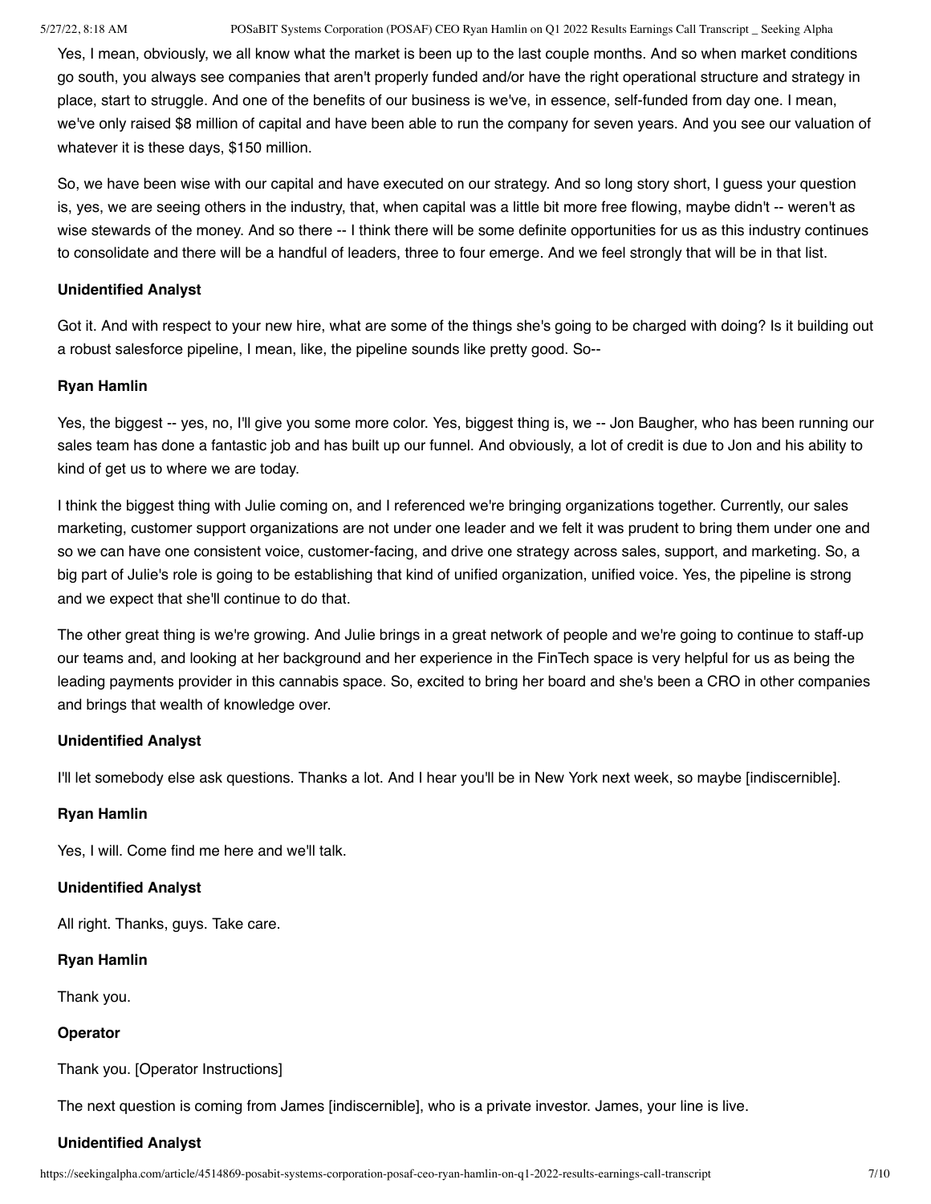Yes, I mean, obviously, we all know what the market is been up to the last couple months. And so when market conditions go south, you always see companies that aren't properly funded and/or have the right operational structure and strategy in place, start to struggle. And one of the benefits of our business is we've, in essence, self-funded from day one. I mean, we've only raised $8 million of capital and have been able to run the company for seven years. And you see our valuation of whatever it is these days, $150 million.

So, we have been wise with our capital and have executed on our strategy. And so long story short, I guess your question is, yes, we are seeing others in the industry, that, when capital was a little bit more free flowing, maybe didn't -- weren't as wise stewards of the money. And so there -- I think there will be some definite opportunities for us as this industry continues to consolidate and there will be a handful of leaders, three to four emerge. And we feel strongly that will be in that list.

**Unidentified Analyst**

Got it. And with respect to your new hire, what are some of the things she's going to be charged with doing? Is it building out a robust salesforce pipeline, I mean, like, the pipeline sounds like pretty good. So--

**Ryan Hamlin**

Yes, the biggest -- yes, no, I'll give you some more color. Yes, biggest thing is, we -- Jon Baugher, who has been running our sales team has done a fantastic job and has built up our funnel. And obviously, a lot of credit is due to Jon and his ability to kind of get us to where we are today.

I think the biggest thing with Julie coming on, and I referenced we're bringing organizations together. Currently, our sales marketing, customer support organizations are not under one leader and we felt it was prudent to bring them under one and so we can have one consistent voice, customer-facing, and drive one strategy across sales, support, and marketing. So, a big part of Julie's role is going to be establishing that kind of unified organization, unified voice. Yes, the pipeline is strong and we expect that she'll continue to do that.

The other great thing is we're growing. And Julie brings in a great network of people and we're going to continue to staff-up our teams and, and looking at her background and her experience in the FinTech space is very helpful for us as being the leading payments provider in this cannabis space. So, excited to bring her board and she's been a CRO in other companies and brings that wealth of knowledge over.

**Unidentified Analyst**

I'll let somebody else ask questions. Thanks a lot. And I hear you'll be in New York next week, so maybe [indiscernible].

**Ryan Hamlin**

Yes, I will. Come find me here and we'll talk.

**Unidentified Analyst**

All right. Thanks, guys. Take care.

**Ryan Hamlin**

Thank you.

**Operator**

Thank you. [Operator Instructions]

The next question is coming from James [indiscernible], who is a private investor. James, your line is live.

**Unidentified Analyst**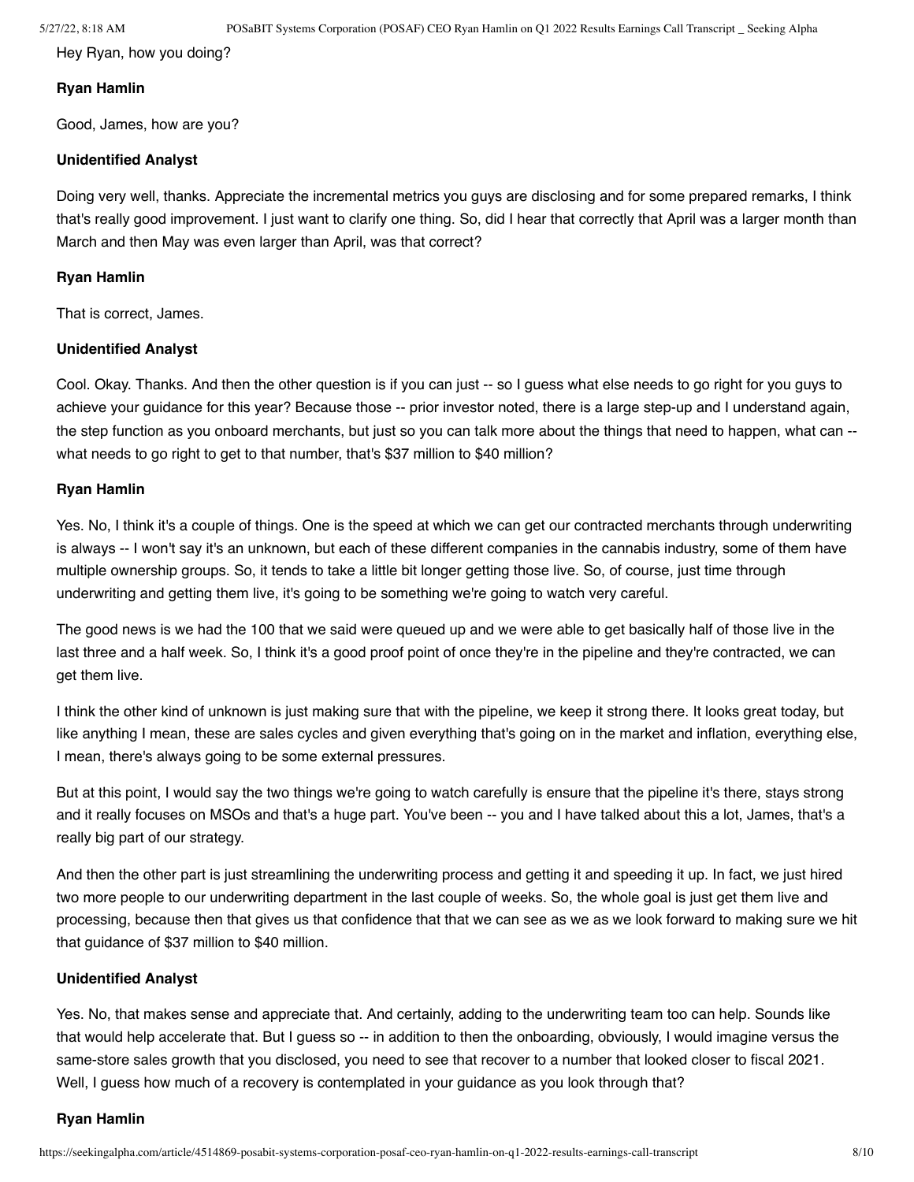Hey Ryan, how you doing?

**Ryan Hamlin**

Good, James, how are you?

**Unidentified Analyst**

Doing very well, thanks. Appreciate the incremental metrics you guys are disclosing and for some prepared remarks, I think that's really good improvement. I just want to clarify one thing. So, did I hear that correctly that April was a larger month than March and then May was even larger than April, was that correct?

**Ryan Hamlin**

That is correct, James.

**Unidentified Analyst**

Cool. Okay. Thanks. And then the other question is if you can just -- so I guess what else needs to go right for you guys to achieve your guidance for this year? Because those -- prior investor noted, there is a large step-up and I understand again, the step function as you onboard merchants, but just so you can talk more about the things that need to happen, what can -- what needs to go right to get to that number, that's $37 million to $40 million?

**Ryan Hamlin**

Yes. No, I think it's a couple of things. One is the speed at which we can get our contracted merchants through underwriting is always -- I won't say it's an unknown, but each of these different companies in the cannabis industry, some of them have multiple ownership groups. So, it tends to take a little bit longer getting those live. So, of course, just time through underwriting and getting them live, it's going to be something we're going to watch very careful.

The good news is we had the 100 that we said were queued up and we were able to get basically half of those live in the last three and a half week. So, I think it's a good proof point of once they're in the pipeline and they're contracted, we can get them live.

I think the other kind of unknown is just making sure that with the pipeline, we keep it strong there. It looks great today, but like anything I mean, these are sales cycles and given everything that's going on in the market and inflation, everything else, I mean, there's always going to be some external pressures.

But at this point, I would say the two things we're going to watch carefully is ensure that the pipeline it's there, stays strong and it really focuses on MSOs and that's a huge part. You've been -- you and I have talked about this a lot, James, that's a really big part of our strategy.

And then the other part is just streamlining the underwriting process and getting it and speeding it up. In fact, we just hired two more people to our underwriting department in the last couple of weeks. So, the whole goal is just get them live and processing, because then that gives us that confidence that that we can see as we as we look forward to making sure we hit that guidance of $37 million to $40 million.

**Unidentified Analyst**

Yes. No, that makes sense and appreciate that. And certainly, adding to the underwriting team too can help. Sounds like that would help accelerate that. But I guess so -- in addition to then the onboarding, obviously, I would imagine versus the same-store sales growth that you disclosed, you need to see that recover to a number that looked closer to fiscal 2021. Well, I guess how much of a recovery is contemplated in your guidance as you look through that?

**Ryan Hamlin**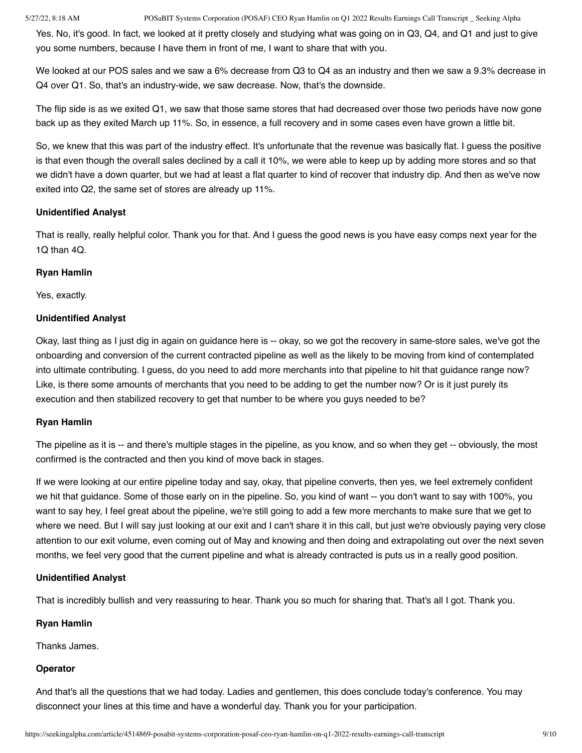Yes. No, it's good. In fact, we looked at it pretty closely and studying what was going on in Q3, Q4, and Q1 and just to give you some numbers, because I have them in front of me, I want to share that with you.

We looked at our POS sales and we saw a 6% decrease from Q3 to Q4 as an industry and then we saw a 9.3% decrease in Q4 over Q1. So, that's an industry-wide, we saw decrease. Now, that's the downside.

The flip side is as we exited Q1, we saw that those same stores that had decreased over those two periods have now gone back up as they exited March up 11%. So, in essence, a full recovery and in some cases even have grown a little bit.

So, we knew that this was part of the industry effect. It's unfortunate that the revenue was basically flat. I guess the positive is that even though the overall sales declined by a call it 10%, we were able to keep up by adding more stores and so that we didn't have a down quarter, but we had at least a flat quarter to kind of recover that industry dip. And then as we've now exited into Q2, the same set of stores are already up 11%.

**Unidentified Analyst**

That is really, really helpful color. Thank you for that. And I guess the good news is you have easy comps next year for the 1Q than 4Q.

**Ryan Hamlin**

Yes, exactly.

**Unidentified Analyst**

Okay, last thing as I just dig in again on guidance here is -- okay, so we got the recovery in same-store sales, we've got the onboarding and conversion of the current contracted pipeline as well as the likely to be moving from kind of contemplated into ultimate contributing. I guess, do you need to add more merchants into that pipeline to hit that guidance range now? Like, is there some amounts of merchants that you need to be adding to get the number now? Or is it just purely its execution and then stabilized recovery to get that number to be where you guys needed to be?

**Ryan Hamlin**

The pipeline as it is -- and there's multiple stages in the pipeline, as you know, and so when they get -- obviously, the most confirmed is the contracted and then you kind of move back in stages.

If we were looking at our entire pipeline today and say, okay, that pipeline converts, then yes, we feel extremely confident we hit that guidance. Some of those early on in the pipeline. So, you kind of want -- you don't want to say with 100%, you want to say hey, I feel great about the pipeline, we're still going to add a few more merchants to make sure that we get to where we need. But I will say just looking at our exit and I can't share it in this call, but just we're obviously paying very close attention to our exit volume, even coming out of May and knowing and then doing and extrapolating out over the next seven months, we feel very good that the current pipeline and what is already contracted is puts us in a really good position.

**Unidentified Analyst**

That is incredibly bullish and very reassuring to hear. Thank you so much for sharing that. That's all I got. Thank you.

**Ryan Hamlin**

Thanks James.

**Operator**

And that's all the questions that we had today. Ladies and gentlemen, this does conclude today's conference. You may disconnect your lines at this time and have a wonderful day. Thank you for your participation.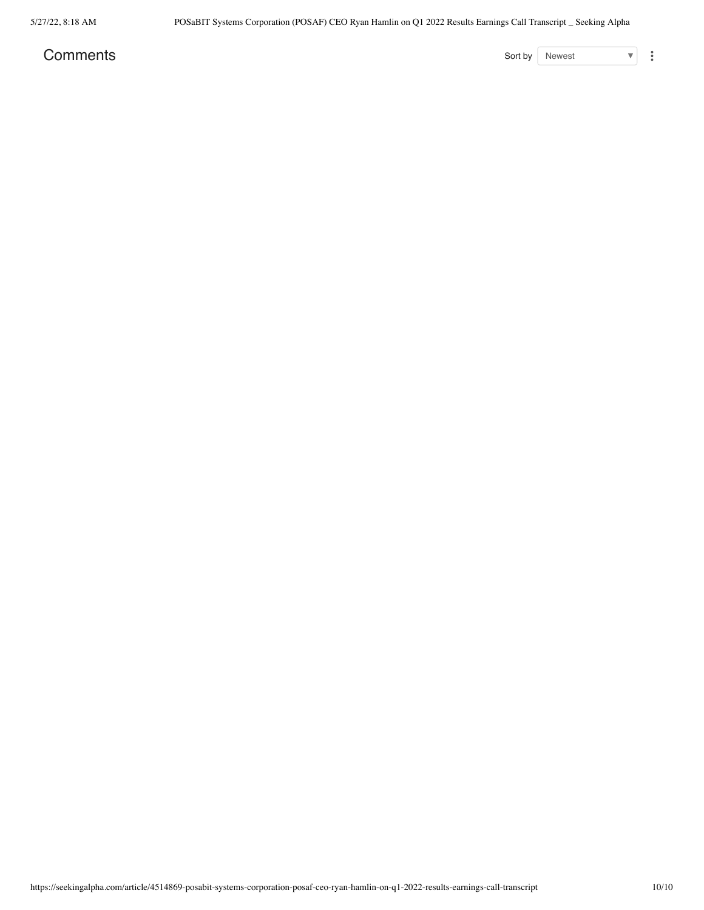## Comments

Sort by Newest